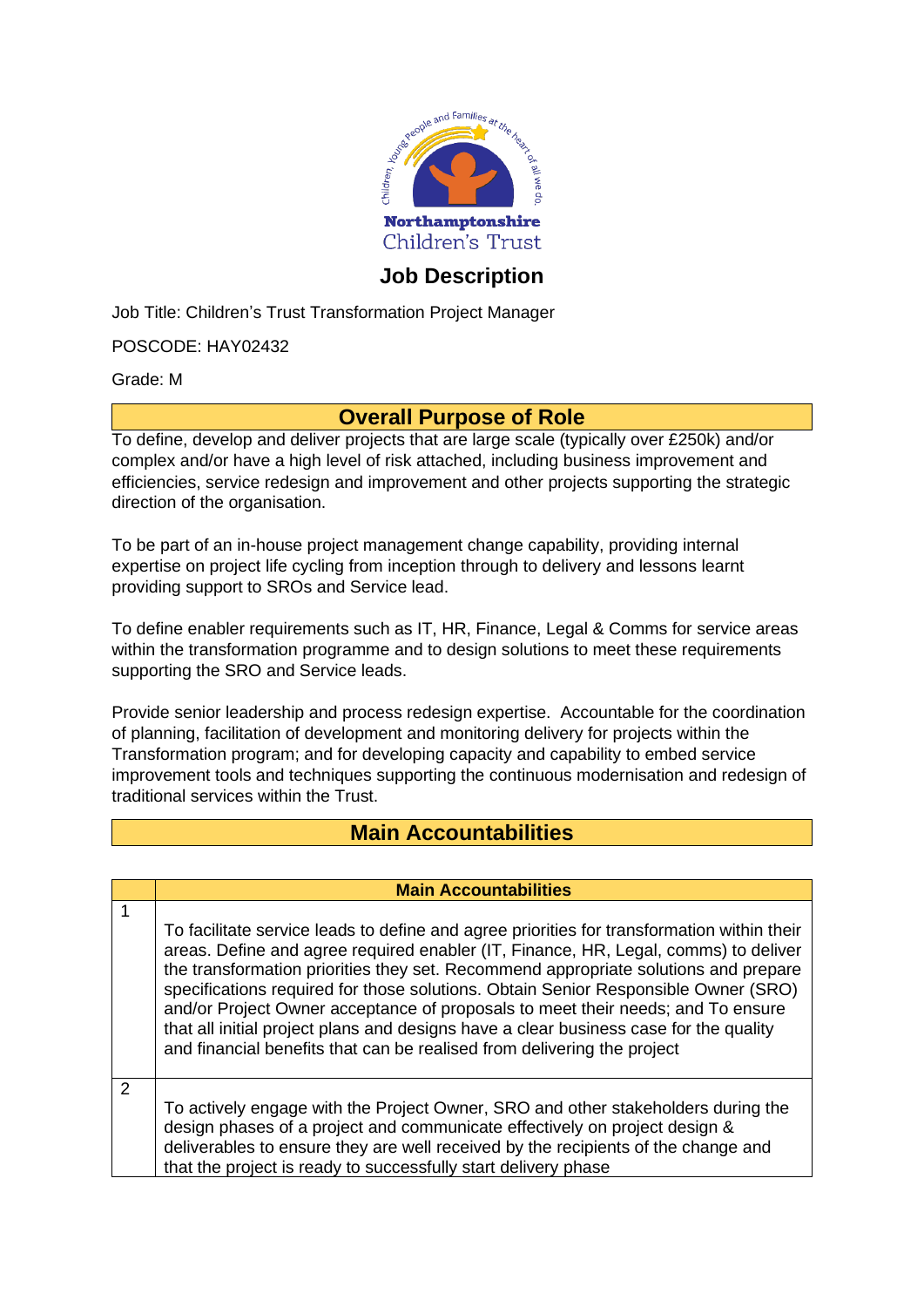Northamptonshire Children's Trust

# Job Description

Job Title: Children's Trust Transformation Project Manager

POSCODE: HAY02432

Grade: M

## Overall Purpose of Role

To define, develop and deliver projects that are large scale (typically over £250k) and/or complex and/or have a high level of risk attached, including business improvement and efficiencies, service redesign and improvement and other projects supporting the strategic direction of the organisation.

To be part of an in-house project management change capability, providing internal expertise on project life cycling from inception through to delivery and lessons learnt providing support to SROs and Service lead.

To define enabler requirements such as IT, HR, Finance, Legal & Comms for service areas within the transformation programme and to design solutions to meet these requirements supporting the SRO and Service leads.

Provide senior leadership and process redesign expertise. Accountable for the coordination of planning, facilitation of development and monitoring delivery for projects within the Transformation program; and for developing capacity and capability to embed service improvement tools and techniques supporting the continuous modernisation and redesign of traditional services within the Trust.

## Main Accountabilities

| | Main Accountabilities |
|---|---|
| 1 | To facilitate service leads to define and agree priorities for transformation within their areas. Define and agree required enabler (IT, Finance, HR, Legal, comms) to deliver the transformation priorities they set. Recommend appropriate solutions and prepare specifications required for those solutions. Obtain Senior Responsible Owner (SRO) and/or Project Owner acceptance of proposals to meet their needs; and To ensure that all initial project plans and designs have a clear business case for the quality and financial benefits that can be realised from delivering the project |
| 2 | To actively engage with the Project Owner, SRO and other stakeholders during the design phases of a project and communicate effectively on project design & deliverables to ensure they are well received by the recipients of the change and that the project is ready to successfully start delivery phase |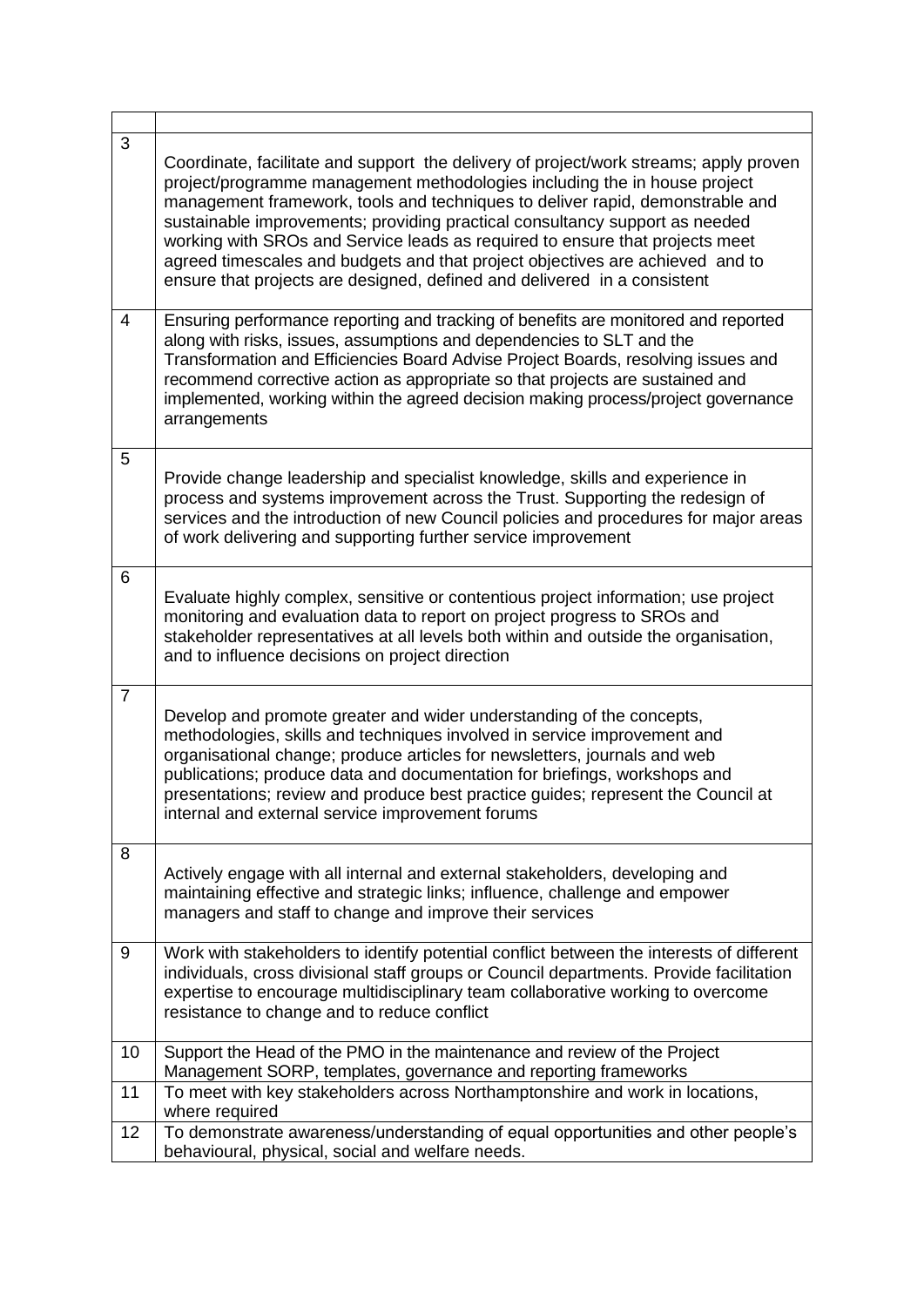| | |
|---|---|
| 3 | Coordinate, facilitate and support the delivery of project/work streams; apply proven project/programme management methodologies including the in house project management framework, tools and techniques to deliver rapid, demonstrable and sustainable improvements; providing practical consultancy support as needed working with SROs and Service leads as required to ensure that projects meet agreed timescales and budgets and that project objectives are achieved and to ensure that projects are designed, defined and delivered in a consistent |
| 4 | Ensuring performance reporting and tracking of benefits are monitored and reported along with risks, issues, assumptions and dependencies to SLT and the Transformation and Efficiencies Board Advise Project Boards, resolving issues and recommend corrective action as appropriate so that projects are sustained and implemented, working within the agreed decision making process/project governance arrangements |
| 5 | Provide change leadership and specialist knowledge, skills and experience in process and systems improvement across the Trust. Supporting the redesign of services and the introduction of new Council policies and procedures for major areas of work delivering and supporting further service improvement |
| 6 | Evaluate highly complex, sensitive or contentious project information; use project monitoring and evaluation data to report on project progress to SROs and stakeholder representatives at all levels both within and outside the organisation, and to influence decisions on project direction |
| 7 | Develop and promote greater and wider understanding of the concepts, methodologies, skills and techniques involved in service improvement and organisational change; produce articles for newsletters, journals and web publications; produce data and documentation for briefings, workshops and presentations; review and produce best practice guides; represent the Council at internal and external service improvement forums |
| 8 | Actively engage with all internal and external stakeholders, developing and maintaining effective and strategic links; influence, challenge and empower managers and staff to change and improve their services |
| 9 | Work with stakeholders to identify potential conflict between the interests of different individuals, cross divisional staff groups or Council departments. Provide facilitation expertise to encourage multidisciplinary team collaborative working to overcome resistance to change and to reduce conflict |
| 10 | Support the Head of the PMO in the maintenance and review of the Project Management SORP, templates, governance and reporting frameworks |
| 11 | To meet with key stakeholders across Northamptonshire and work in locations, where required |
| 12 | To demonstrate awareness/understanding of equal opportunities and other people's behavioural, physical, social and welfare needs. |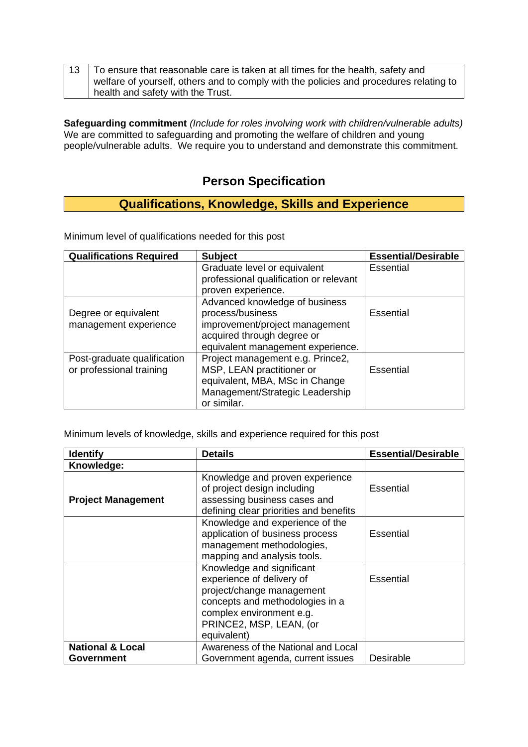| 13 | To ensure that reasonable care is taken at all times for the health, safety and welfare of yourself, others and to comply with the policies and procedures relating to health and safety with the Trust. |
|---|---|

**Safeguarding commitment** *(Include for roles involving work with children/vulnerable adults)*
We are committed to safeguarding and promoting the welfare of children and young people/vulnerable adults. We require you to understand and demonstrate this commitment.

## Person Specification

### Qualifications, Knowledge, Skills and Experience

Minimum level of qualifications needed for this post

| Qualifications Required | Subject | Essential/Desirable |
|---|---|---|
| | Graduate level or equivalent professional qualification or relevant proven experience. | Essential |
| Degree or equivalent management experience | Advanced knowledge of business process/business improvement/project management acquired through degree or equivalent management experience. | Essential |
| Post-graduate qualification or professional training | Project management e.g. Prince2, MSP, LEAN practitioner or equivalent, MBA, MSc in Change Management/Strategic Leadership or similar. | Essential |

Minimum levels of knowledge, skills and experience required for this post

| Identify | Details | Essential/Desirable |
|---|---|---|
| **Knowledge:** | | |
| **Project Management** | Knowledge and proven experience of project design including assessing business cases and defining clear priorities and benefits | Essential |
| | Knowledge and experience of the application of business process management methodologies, mapping and analysis tools. | Essential |
| | Knowledge and significant experience of delivery of project/change management concepts and methodologies in a complex environment e.g. PRINCE2, MSP, LEAN, (or equivalent) | Essential |
| **National & Local Government** | Awareness of the National and Local Government agenda, current issues | Desirable |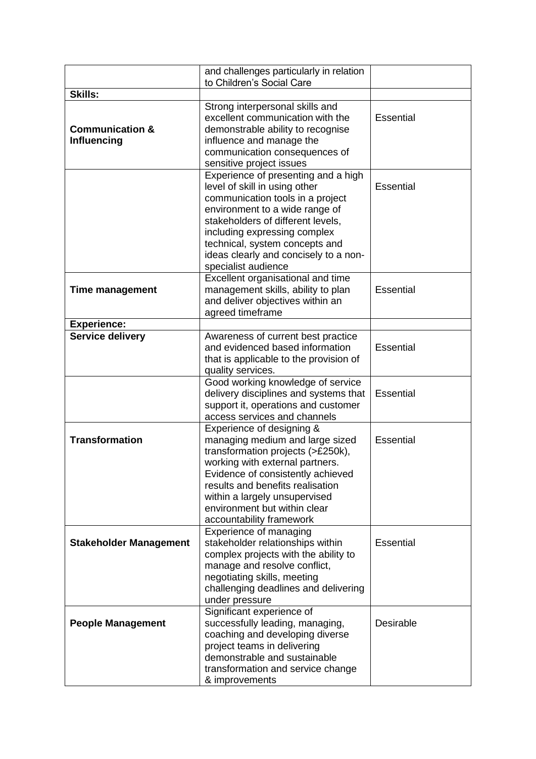| | | |
|---|---|---|
| | and challenges particularly in relation to Children's Social Care | |
| **Skills:** | | |
| **Communication & Influencing** | Strong interpersonal skills and excellent communication with the demonstrable ability to recognise influence and manage the communication consequences of sensitive project issues | Essential |
| | Experience of presenting and a high level of skill in using other communication tools in a project environment to a wide range of stakeholders of different levels, including expressing complex technical, system concepts and ideas clearly and concisely to a non-specialist audience | Essential |
| **Time management** | Excellent organisational and time management skills, ability to plan and deliver objectives within an agreed timeframe | Essential |
| **Experience:** | | |
| **Service delivery** | Awareness of current best practice and evidenced based information that is applicable to the provision of quality services. | Essential |
| | Good working knowledge of service delivery disciplines and systems that support it, operations and customer access services and channels | Essential |
| **Transformation** | Experience of designing & managing medium and large sized transformation projects (>£250k), working with external partners. Evidence of consistently achieved results and benefits realisation within a largely unsupervised environment but within clear accountability framework | Essential |
| **Stakeholder Management** | Experience of managing stakeholder relationships within complex projects with the ability to manage and resolve conflict, negotiating skills, meeting challenging deadlines and delivering under pressure | Essential |
| **People Management** | Significant experience of successfully leading, managing, coaching and developing diverse project teams in delivering demonstrable and sustainable transformation and service change & improvements | Desirable |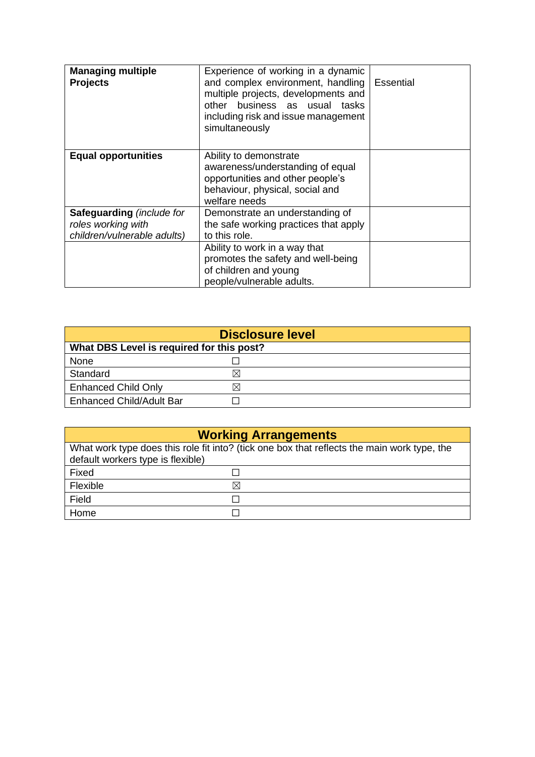| | | |
|---|---|---|
| **Managing multiple Projects** | Experience of working in a dynamic and complex environment, handling multiple projects, developments and other business as usual tasks including risk and issue management simultaneously | Essential |
| **Equal opportunities** | Ability to demonstrate awareness/understanding of equal opportunities and other people's behaviour, physical, social and welfare needs | |
| **Safeguarding** *(include for roles working with children/vulnerable adults)* | Demonstrate an understanding of the safe working practices that apply to this role. | |
| | Ability to work in a way that promotes the safety and well-being of children and young people/vulnerable adults. | |

| **Disclosure level** | |
|---|---|
| **What DBS Level is required for this post?** | |
| None | ☐ |
| Standard | ☒ |
| Enhanced Child Only | ☒ |
| Enhanced Child/Adult Bar | ☐ |

| **Working Arrangements** | |
|---|---|
| What work type does this role fit into? (tick one box that reflects the main work type, the default workers type is flexible) | |
| Fixed | ☐ |
| Flexible | ☒ |
| Field | ☐ |
| Home | ☐ |